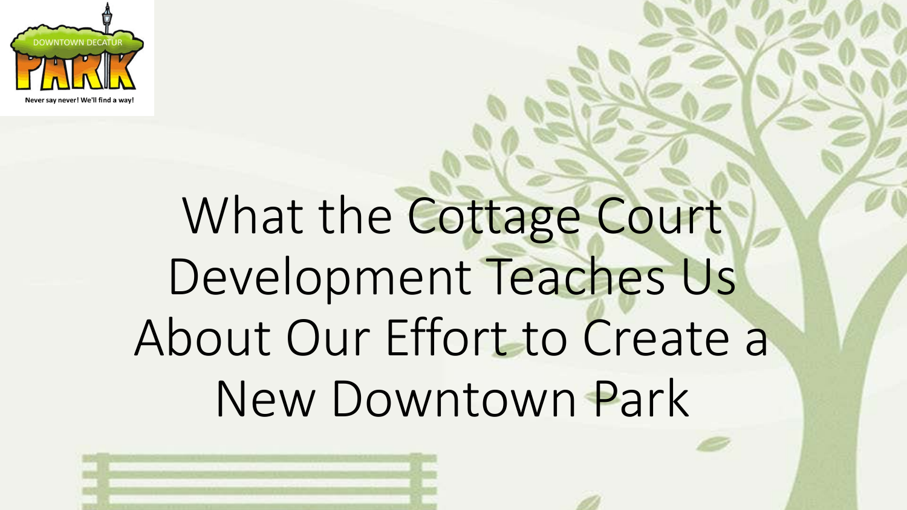DOWNTOWN DECATUR PARK

Never say never! We'll find a way!

# What the Cottage Court Development Teaches Us About Our Effort to Create a New Downtown Park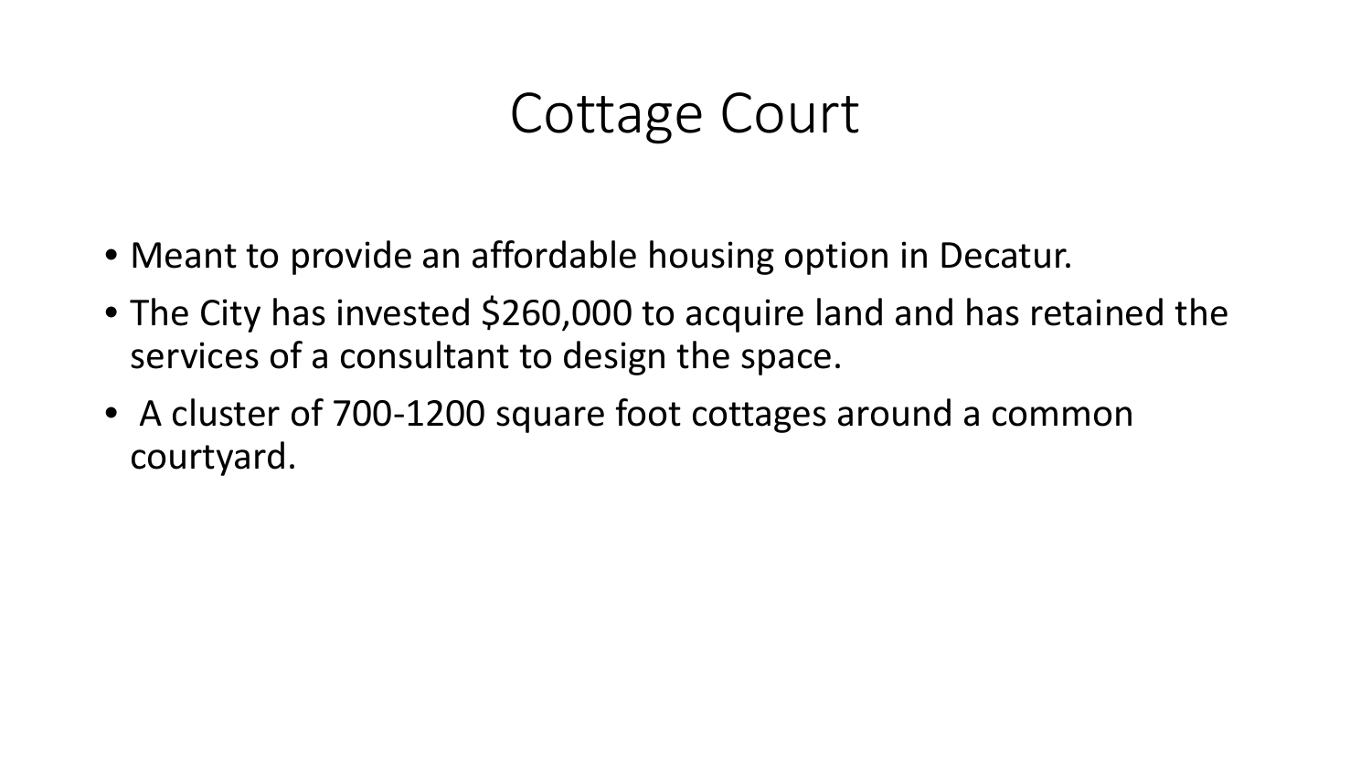# Cottage Court

- Meant to provide an affordable housing option in Decatur.
- The City has invested $260,000 to acquire land and has retained the services of a consultant to design the space.
- A cluster of 700-1200 square foot cottages around a common courtyard.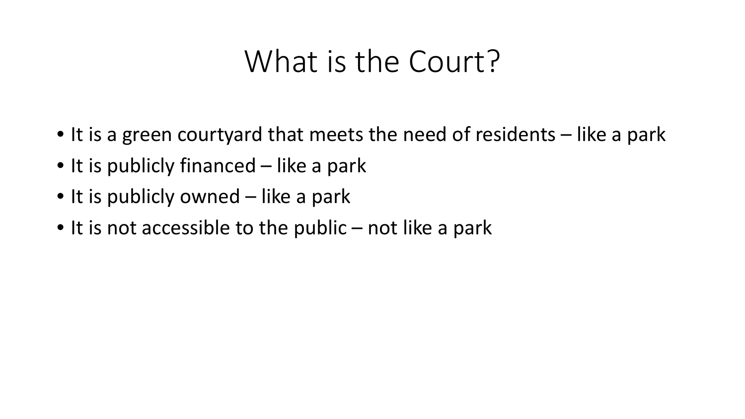# What is the Court?

- It is a green courtyard that meets the need of residents – like a park
- It is publicly financed – like a park
- It is publicly owned – like a park
- It is not accessible to the public – not like a park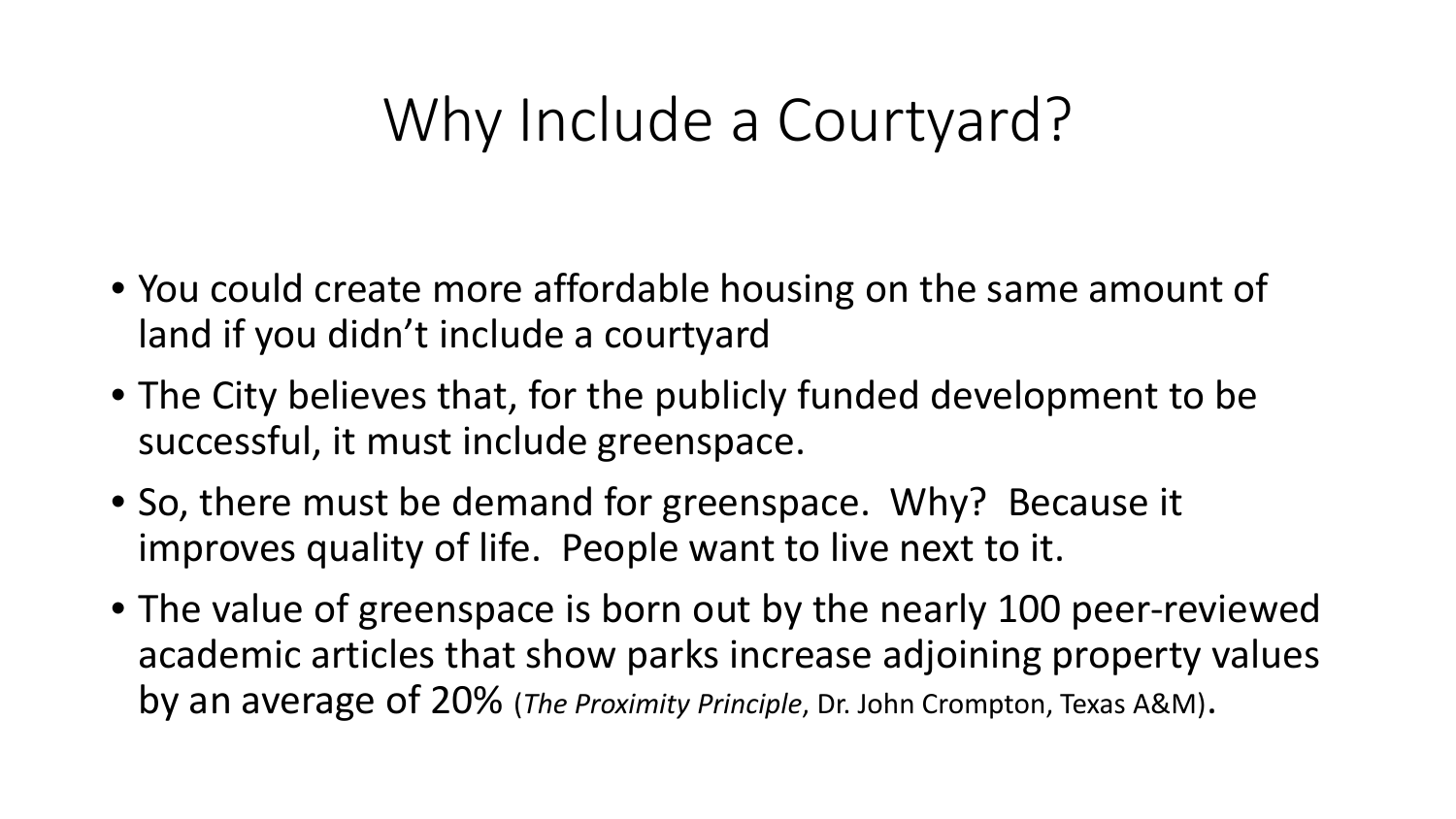# Why Include a Courtyard?

- You could create more affordable housing on the same amount of land if you didn't include a courtyard
- The City believes that, for the publicly funded development to be successful, it must include greenspace.
- So, there must be demand for greenspace. Why? Because it improves quality of life. People want to live next to it.
- The value of greenspace is born out by the nearly 100 peer-reviewed academic articles that show parks increase adjoining property values by an average of 20% (*The Proximity Principle*, Dr. John Crompton, Texas A&M).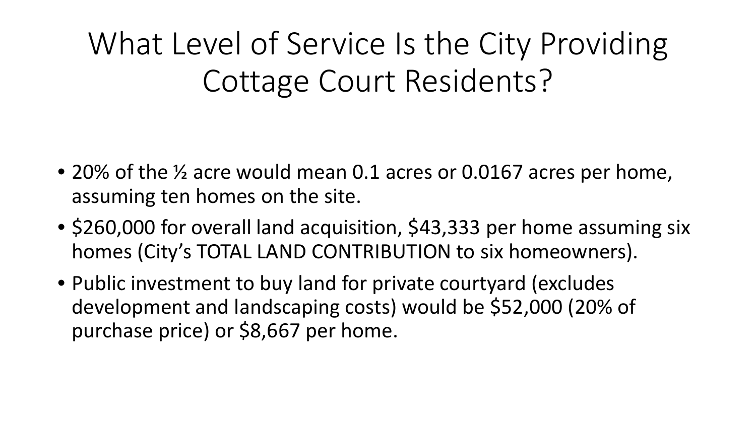# What Level of Service Is the City Providing Cottage Court Residents?

- 20% of the ½ acre would mean 0.1 acres or 0.0167 acres per home, assuming ten homes on the site.
- $260,000 for overall land acquisition, $43,333 per home assuming six homes (City's TOTAL LAND CONTRIBUTION to six homeowners).
- Public investment to buy land for private courtyard (excludes development and landscaping costs) would be $52,000 (20% of purchase price) or $8,667 per home.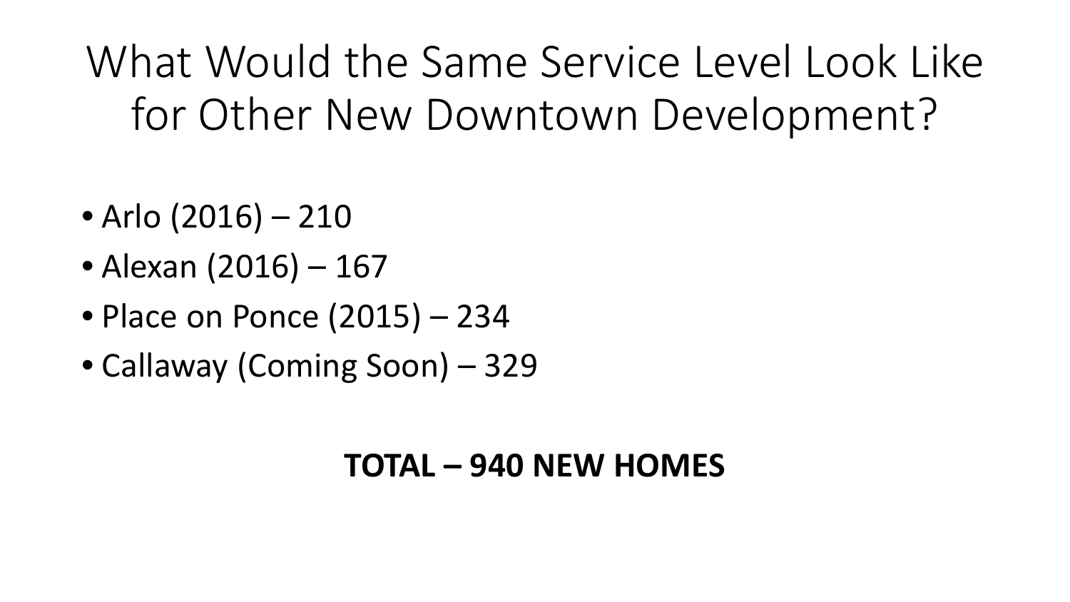# What Would the Same Service Level Look Like for Other New Downtown Development?

- Arlo (2016) – 210
- Alexan (2016) – 167
- Place on Ponce (2015) – 234
- Callaway (Coming Soon) – 329

**TOTAL – 940 NEW HOMES**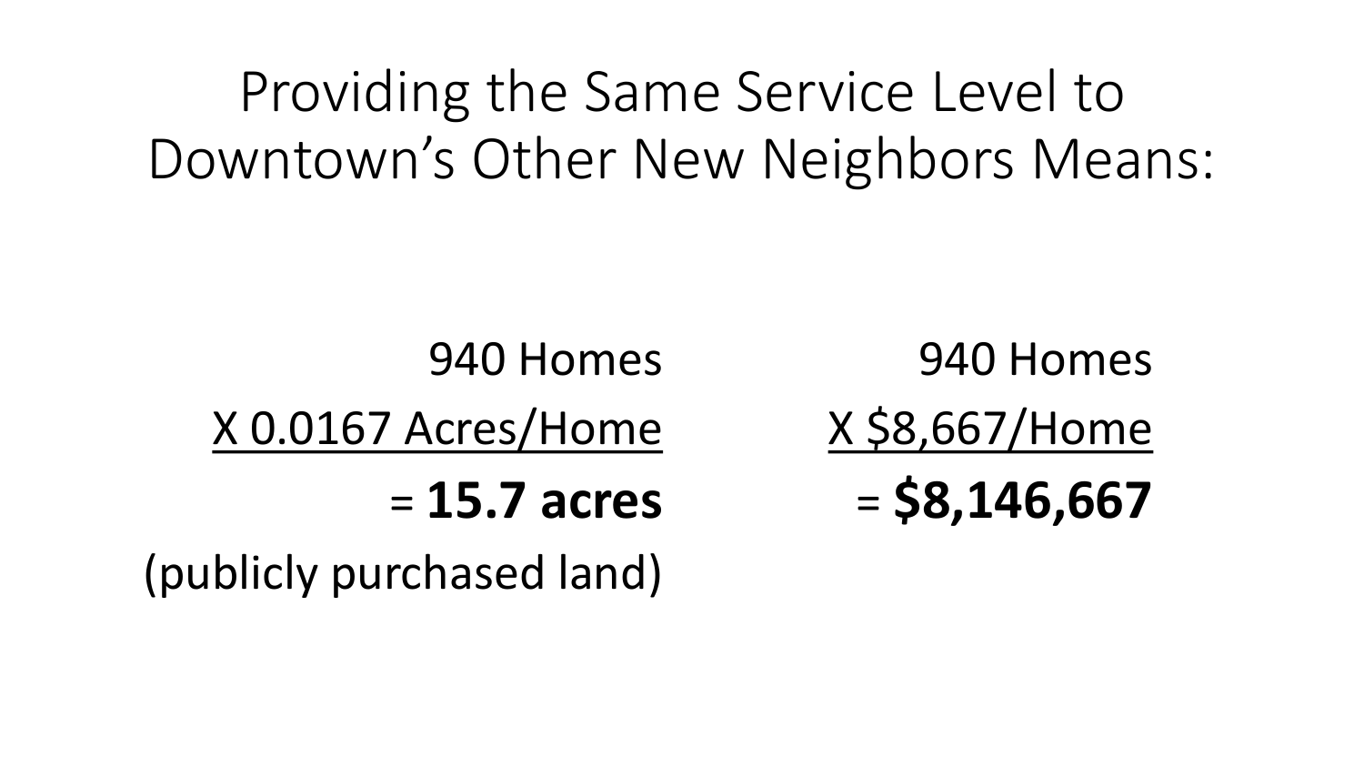# Providing the Same Service Level to Downtown's Other New Neighbors Means:

940 Homes
X 0.0167 Acres/Home
= **15.7 acres**
(publicly purchased land)

940 Homes
X $8,667/Home
= **$8,146,667**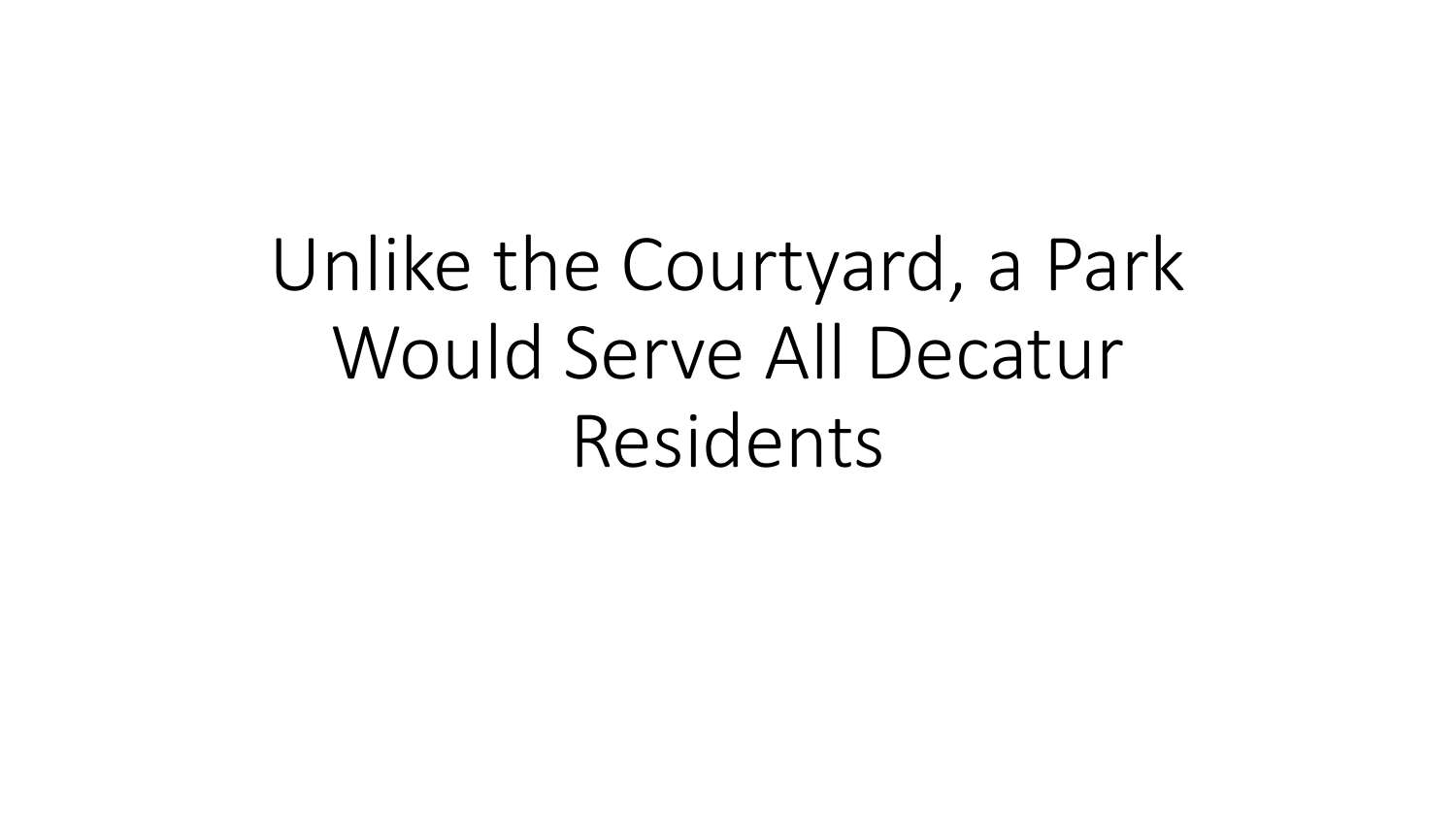# Unlike the Courtyard, a Park Would Serve All Decatur Residents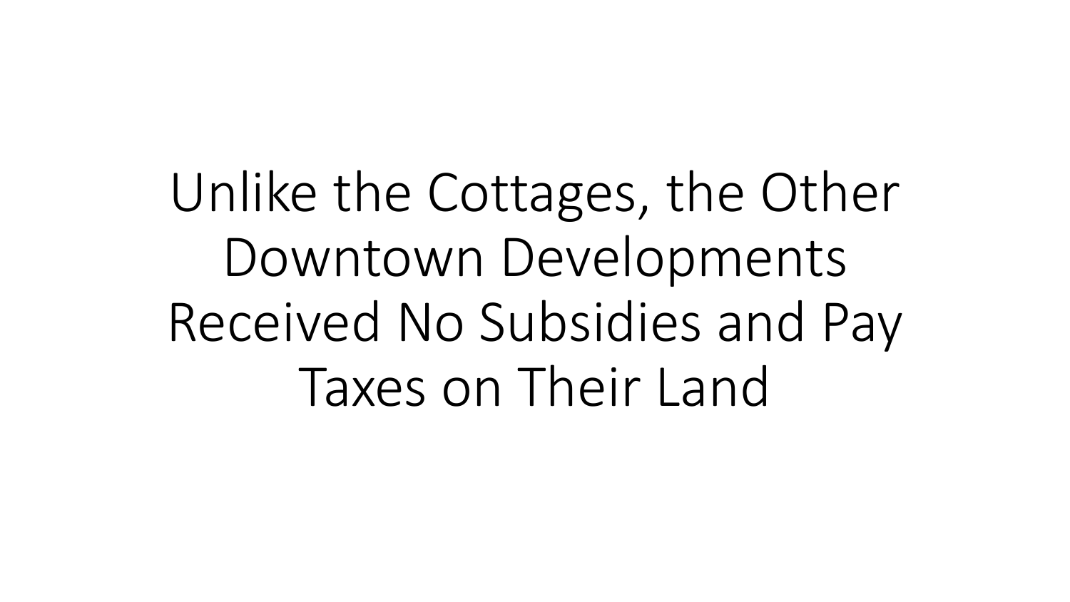# Unlike the Cottages, the Other Downtown Developments Received No Subsidies and Pay Taxes on Their Land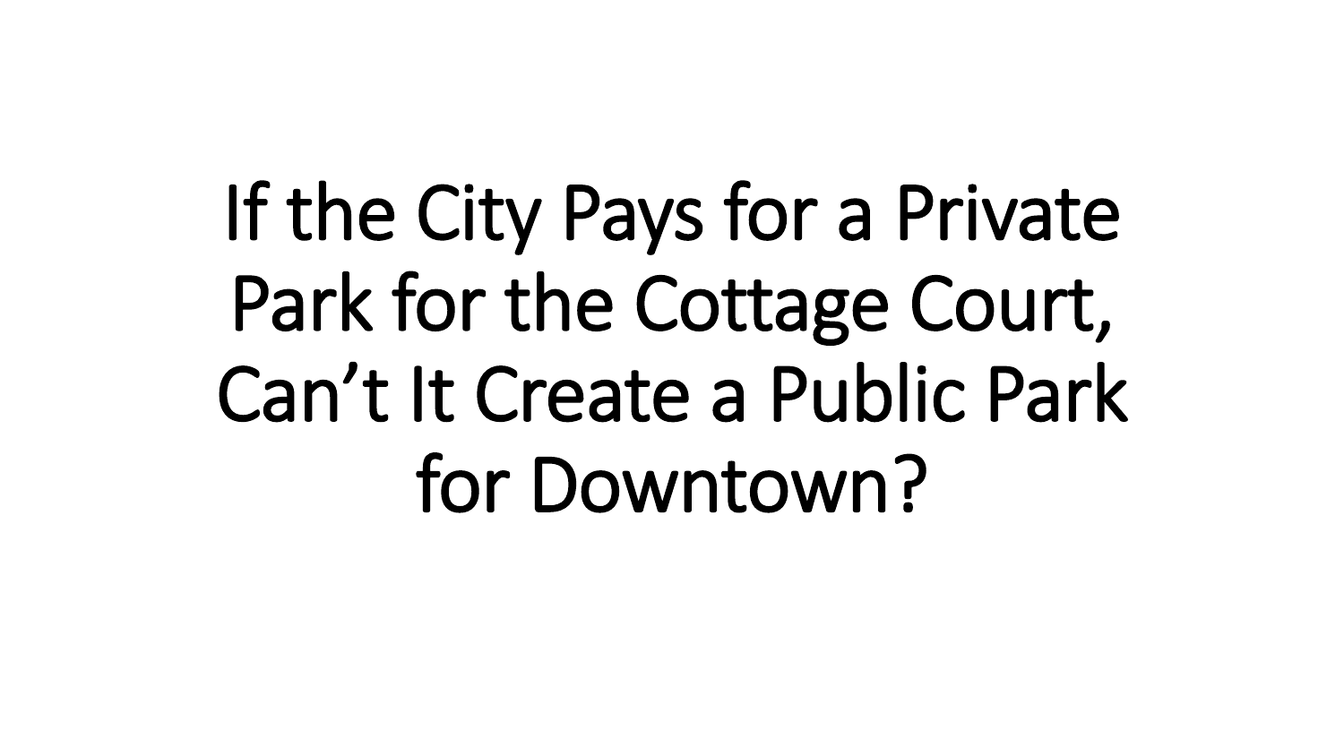# If the City Pays for a Private Park for the Cottage Court, Can't It Create a Public Park for Downtown?